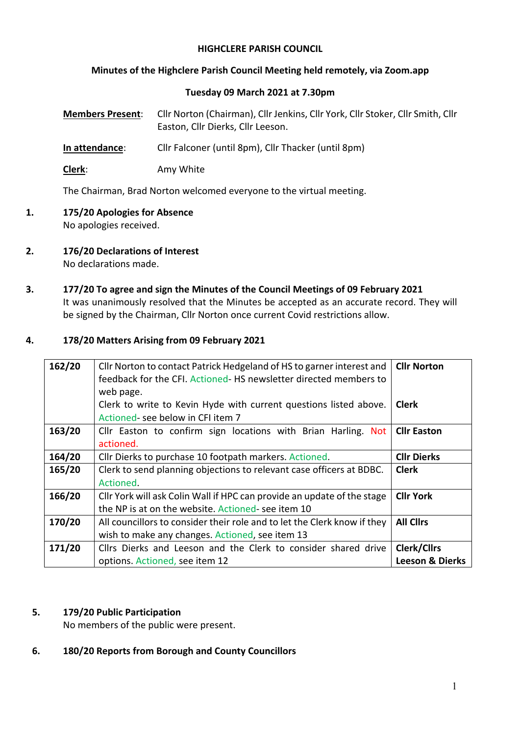**HIGHCLERE PARISH COUNCIL**

**Minutes of the Highclere Parish Council Meeting held remotely, via Zoom.app**

**Tuesday 09 March 2021 at 7.30pm**

**Members Present**: Cllr Norton (Chairman), Cllr Jenkins, Cllr York, Cllr Stoker, Cllr Smith, Cllr Easton, Cllr Dierks, Cllr Leeson.

**In attendance**: Cllr Falconer (until 8pm), Cllr Thacker (until 8pm)

**Clerk**: Amy White

The Chairman, Brad Norton welcomed everyone to the virtual meeting.

1. **175/20 Apologies for Absence**
   No apologies received.

2. **176/20 Declarations of Interest**
   No declarations made.

3. **177/20 To agree and sign the Minutes of the Council Meetings of 09 February 2021**
   It was unanimously resolved that the Minutes be accepted as an accurate record. They will be signed by the Chairman, Cllr Norton once current Covid restrictions allow.

4. **178/20 Matters Arising from 09 February 2021**

| | | |
|---|---|---|
| **162/20** | Cllr Norton to contact Patrick Hedgeland of HS to garner interest and feedback for the CFI. Actioned- HS newsletter directed members to web page.<br>Clerk to write to Kevin Hyde with current questions listed above. Actioned- see below in CFI item 7 | **Cllr Norton**<br><br>**Clerk** |
| **163/20** | Cllr Easton to confirm sign locations with Brian Harling. Not actioned. | **Cllr Easton** |
| **164/20** | Cllr Dierks to purchase 10 footpath markers. Actioned. | **Cllr Dierks** |
| **165/20** | Clerk to send planning objections to relevant case officers at BDBC. Actioned. | **Clerk** |
| **166/20** | Cllr York will ask Colin Wall if HPC can provide an update of the stage the NP is at on the website. Actioned- see item 10 | **Cllr York** |
| **170/20** | All councillors to consider their role and to let the Clerk know if they wish to make any changes. Actioned, see item 13 | **All Cllrs** |
| **171/20** | Cllrs Dierks and Leeson and the Clerk to consider shared drive options. Actioned, see item 12 | **Clerk/Cllrs Leeson & Dierks** |

5. **179/20 Public Participation**
   No members of the public were present.

6. **180/20 Reports from Borough and County Councillors**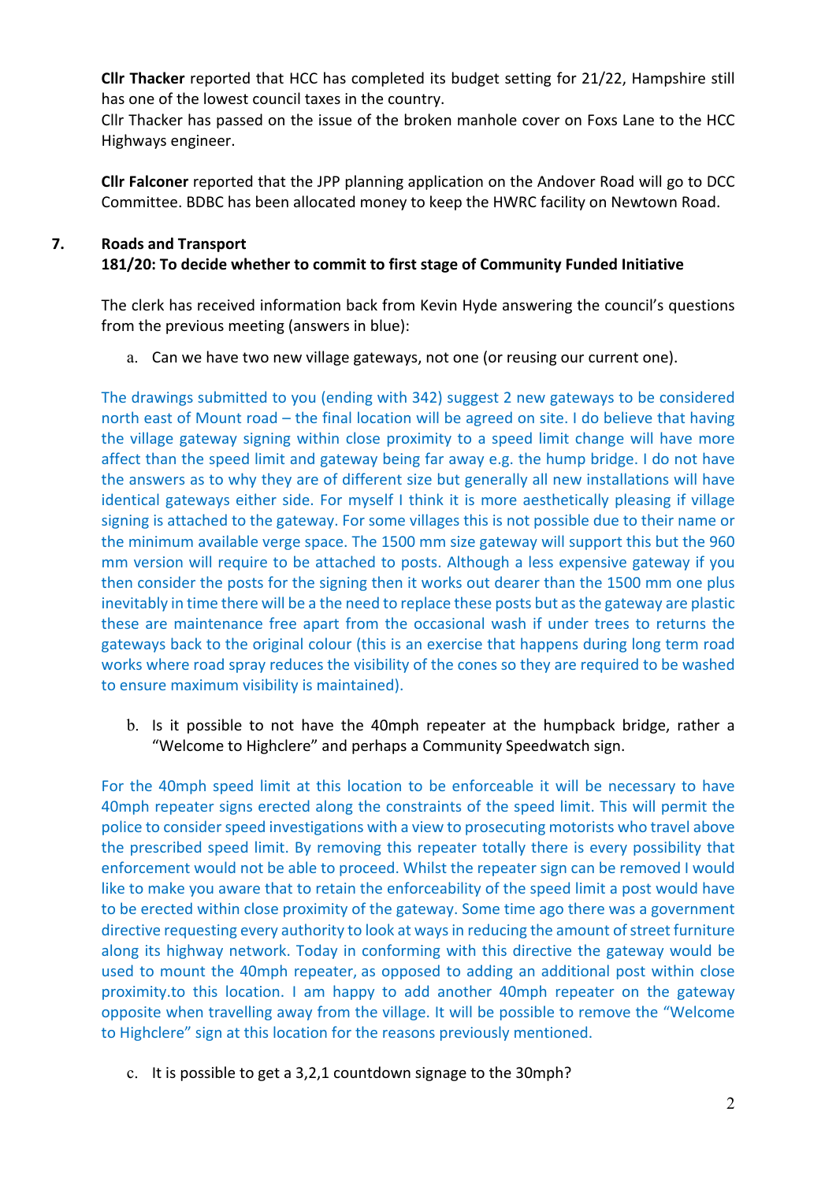**Cllr Thacker** reported that HCC has completed its budget setting for 21/22, Hampshire still has one of the lowest council taxes in the country.
Cllr Thacker has passed on the issue of the broken manhole cover on Foxs Lane to the HCC Highways engineer.

**Cllr Falconer** reported that the JPP planning application on the Andover Road will go to DCC Committee. BDBC has been allocated money to keep the HWRC facility on Newtown Road.

**7. Roads and Transport**
**181/20: To decide whether to commit to first stage of Community Funded Initiative**

The clerk has received information back from Kevin Hyde answering the council's questions from the previous meeting (answers in blue):

a. Can we have two new village gateways, not one (or reusing our current one).

The drawings submitted to you (ending with 342) suggest 2 new gateways to be considered north east of Mount road – the final location will be agreed on site. I do believe that having the village gateway signing within close proximity to a speed limit change will have more affect than the speed limit and gateway being far away e.g. the hump bridge. I do not have the answers as to why they are of different size but generally all new installations will have identical gateways either side. For myself I think it is more aesthetically pleasing if village signing is attached to the gateway. For some villages this is not possible due to their name or the minimum available verge space. The 1500 mm size gateway will support this but the 960 mm version will require to be attached to posts. Although a less expensive gateway if you then consider the posts for the signing then it works out dearer than the 1500 mm one plus inevitably in time there will be a the need to replace these posts but as the gateway are plastic these are maintenance free apart from the occasional wash if under trees to returns the gateways back to the original colour (this is an exercise that happens during long term road works where road spray reduces the visibility of the cones so they are required to be washed to ensure maximum visibility is maintained).

b. Is it possible to not have the 40mph repeater at the humpback bridge, rather a "Welcome to Highclere" and perhaps a Community Speedwatch sign.

For the 40mph speed limit at this location to be enforceable it will be necessary to have 40mph repeater signs erected along the constraints of the speed limit. This will permit the police to consider speed investigations with a view to prosecuting motorists who travel above the prescribed speed limit. By removing this repeater totally there is every possibility that enforcement would not be able to proceed. Whilst the repeater sign can be removed I would like to make you aware that to retain the enforceability of the speed limit a post would have to be erected within close proximity of the gateway. Some time ago there was a government directive requesting every authority to look at ways in reducing the amount of street furniture along its highway network. Today in conforming with this directive the gateway would be used to mount the 40mph repeater, as opposed to adding an additional post within close proximity.to this location. I am happy to add another 40mph repeater on the gateway opposite when travelling away from the village. It will be possible to remove the "Welcome to Highclere" sign at this location for the reasons previously mentioned.

c. It is possible to get a 3,2,1 countdown signage to the 30mph?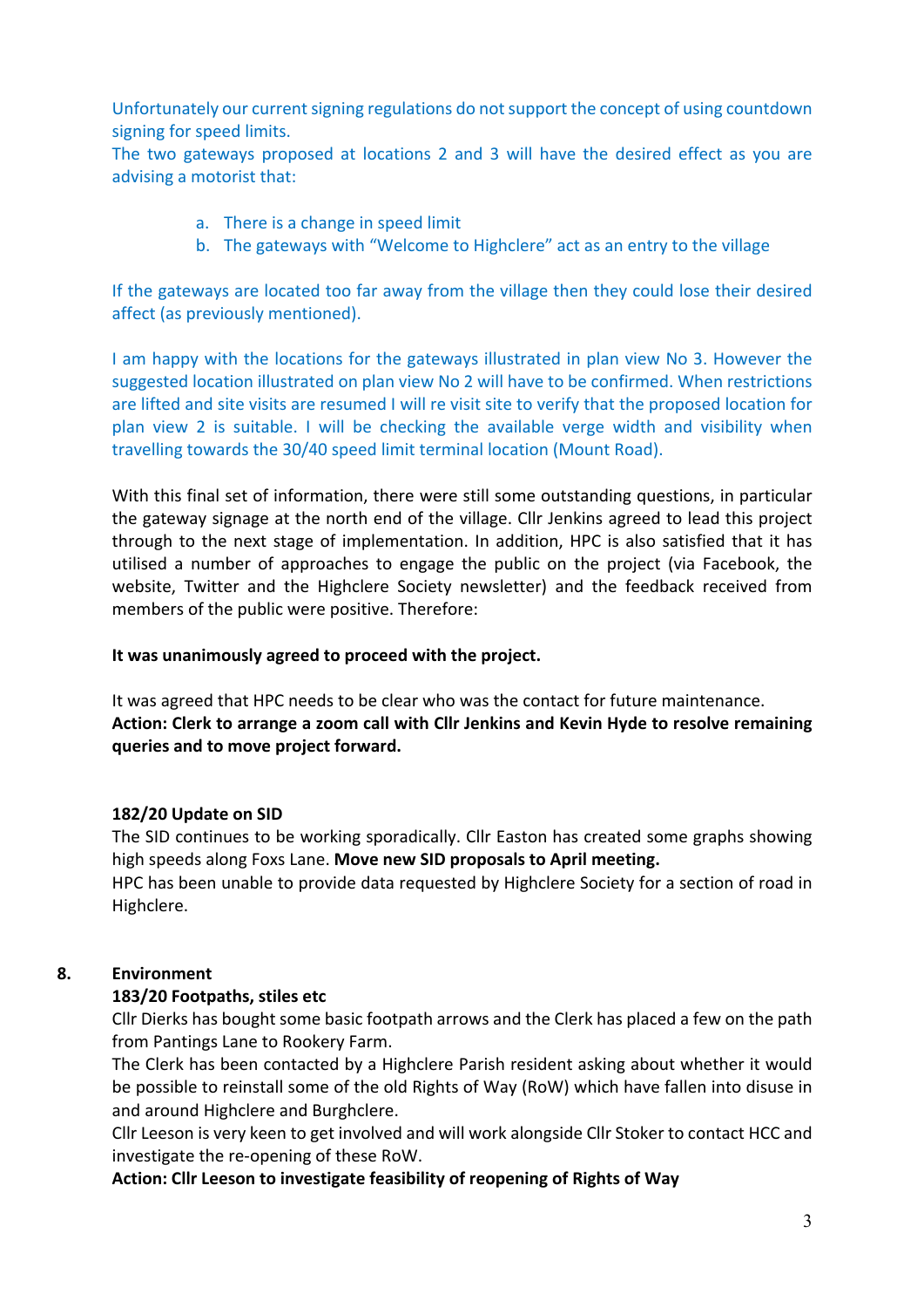Unfortunately our current signing regulations do not support the concept of using countdown signing for speed limits.
The two gateways proposed at locations 2 and 3 will have the desired effect as you are advising a motorist that:

a. There is a change in speed limit
b. The gateways with "Welcome to Highclere" act as an entry to the village

If the gateways are located too far away from the village then they could lose their desired affect (as previously mentioned).

I am happy with the locations for the gateways illustrated in plan view No 3. However the suggested location illustrated on plan view No 2 will have to be confirmed. When restrictions are lifted and site visits are resumed I will re visit site to verify that the proposed location for plan view 2 is suitable. I will be checking the available verge width and visibility when travelling towards the 30/40 speed limit terminal location (Mount Road).

With this final set of information, there were still some outstanding questions, in particular the gateway signage at the north end of the village. Cllr Jenkins agreed to lead this project through to the next stage of implementation. In addition, HPC is also satisfied that it has utilised a number of approaches to engage the public on the project (via Facebook, the website, Twitter and the Highclere Society newsletter) and the feedback received from members of the public were positive. Therefore:

**It was unanimously agreed to proceed with the project.**

It was agreed that HPC needs to be clear who was the contact for future maintenance.
**Action: Clerk to arrange a zoom call with Cllr Jenkins and Kevin Hyde to resolve remaining queries and to move project forward.**

### 182/20 Update on SID

The SID continues to be working sporadically. Cllr Easton has created some graphs showing high speeds along Foxs Lane. **Move new SID proposals to April meeting.**
HPC has been unable to provide data requested by Highclere Society for a section of road in Highclere.

## 8. Environment

### 183/20 Footpaths, stiles etc

Cllr Dierks has bought some basic footpath arrows and the Clerk has placed a few on the path from Pantings Lane to Rookery Farm.
The Clerk has been contacted by a Highclere Parish resident asking about whether it would be possible to reinstall some of the old Rights of Way (RoW) which have fallen into disuse in and around Highclere and Burghclere.
Cllr Leeson is very keen to get involved and will work alongside Cllr Stoker to contact HCC and investigate the re-opening of these RoW.
**Action: Cllr Leeson to investigate feasibility of reopening of Rights of Way**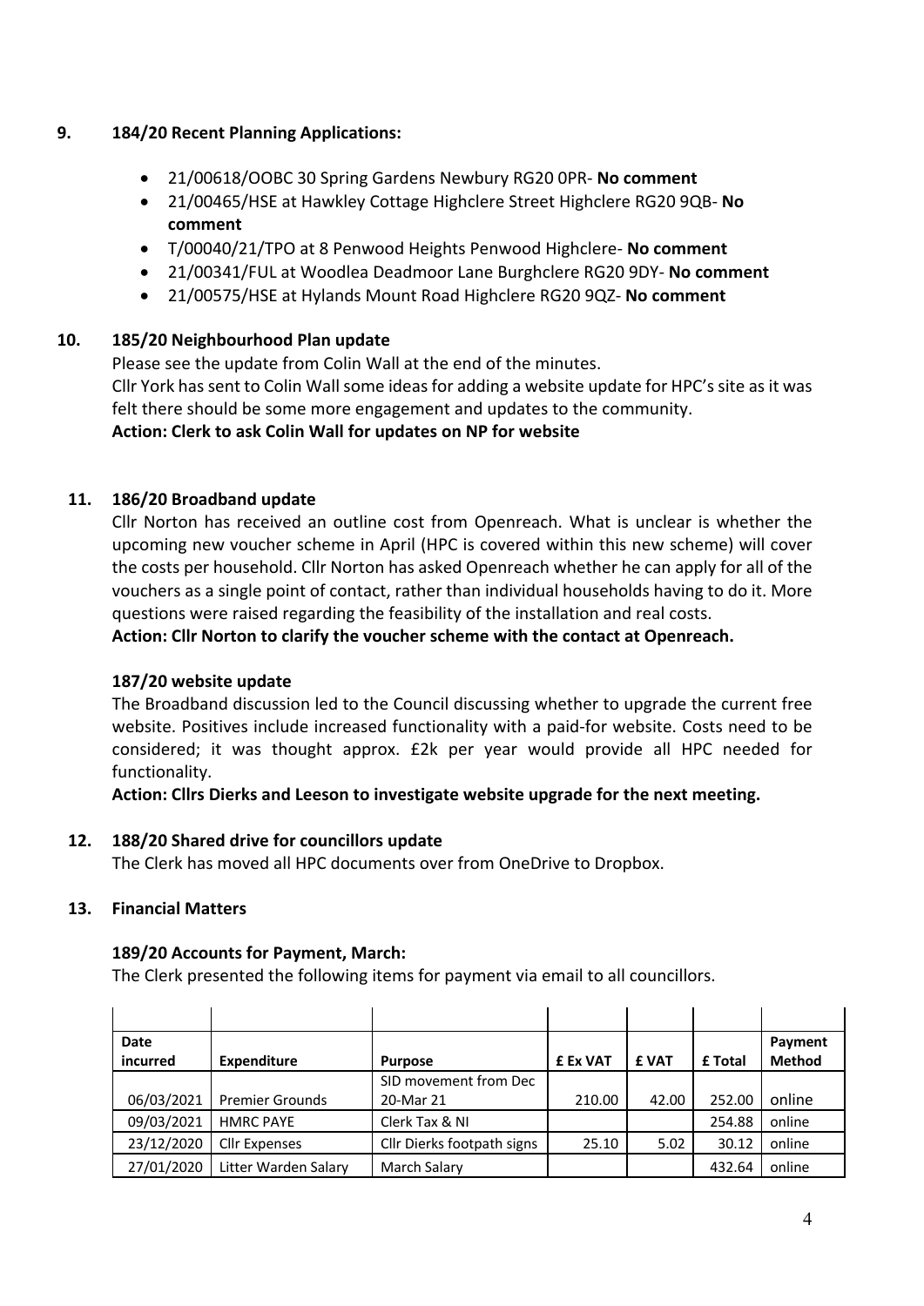## 9. 184/20 Recent Planning Applications:

- 21/00618/OOBC 30 Spring Gardens Newbury RG20 0PR- **No comment**
- 21/00465/HSE at Hawkley Cottage Highclere Street Highclere RG20 9QB- **No comment**
- T/00040/21/TPO at 8 Penwood Heights Penwood Highclere- **No comment**
- 21/00341/FUL at Woodlea Deadmoor Lane Burghclere RG20 9DY- **No comment**
- 21/00575/HSE at Hylands Mount Road Highclere RG20 9QZ- **No comment**

## 10. 185/20 Neighbourhood Plan update

Please see the update from Colin Wall at the end of the minutes.
Cllr York has sent to Colin Wall some ideas for adding a website update for HPC's site as it was felt there should be some more engagement and updates to the community.
**Action: Clerk to ask Colin Wall for updates on NP for website**

## 11. 186/20 Broadband update

Cllr Norton has received an outline cost from Openreach. What is unclear is whether the upcoming new voucher scheme in April (HPC is covered within this new scheme) will cover the costs per household. Cllr Norton has asked Openreach whether he can apply for all of the vouchers as a single point of contact, rather than individual households having to do it. More questions were raised regarding the feasibility of the installation and real costs.
**Action: Cllr Norton to clarify the voucher scheme with the contact at Openreach.**

### 187/20 website update

The Broadband discussion led to the Council discussing whether to upgrade the current free website. Positives include increased functionality with a paid-for website. Costs need to be considered; it was thought approx. £2k per year would provide all HPC needed for functionality.
**Action: Cllrs Dierks and Leeson to investigate website upgrade for the next meeting.**

## 12. 188/20 Shared drive for councillors update

The Clerk has moved all HPC documents over from OneDrive to Dropbox.

## 13. Financial Matters

### 189/20 Accounts for Payment, March:

The Clerk presented the following items for payment via email to all councillors.

| Date incurred | Expenditure | Purpose | £ Ex VAT | £ VAT | £ Total | Payment Method |
|---|---|---|---|---|---|---|
| 06/03/2021 | Premier Grounds | SID movement from Dec 20-Mar 21 | 210.00 | 42.00 | 252.00 | online |
| 09/03/2021 | HMRC PAYE | Clerk Tax & NI | | | 254.88 | online |
| 23/12/2020 | Cllr Expenses | Cllr Dierks footpath signs | 25.10 | 5.02 | 30.12 | online |
| 27/01/2020 | Litter Warden Salary | March Salary | | | 432.64 | online |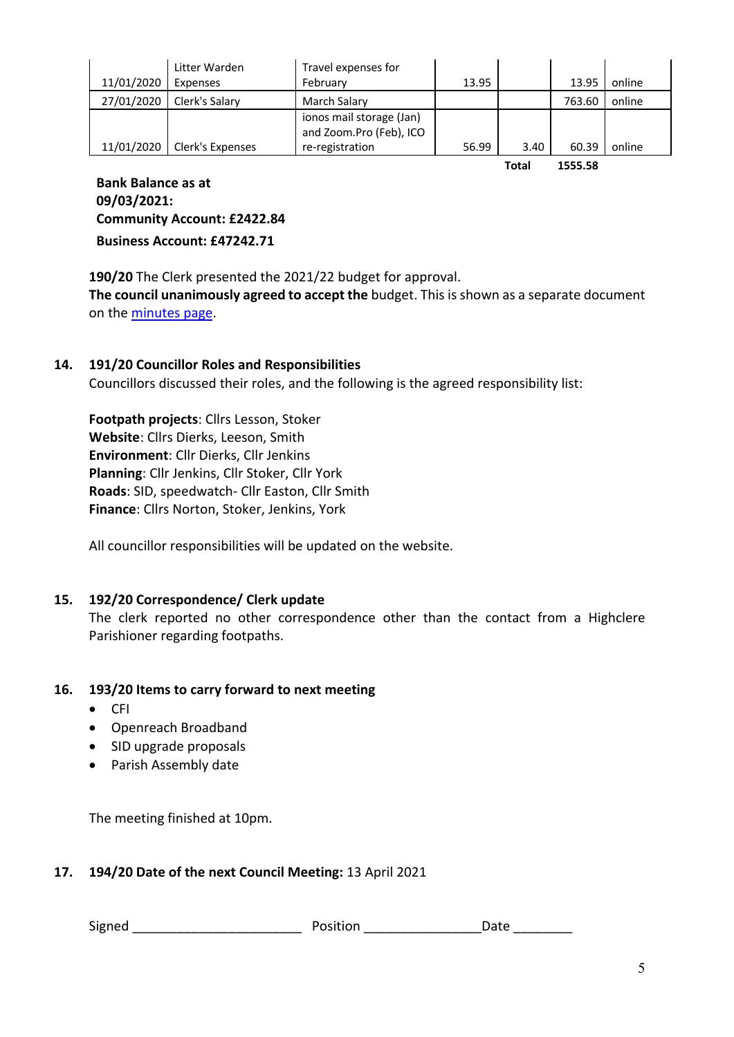| | | | | | | |
|---|---|---|---|---|---|---|
| 11/01/2020 | Litter Warden Expenses | Travel expenses for February | 13.95 | | 13.95 | online |
| 27/01/2020 | Clerk's Salary | March Salary | | | 763.60 | online |
| 11/01/2020 | Clerk's Expenses | ionos mail storage (Jan) and Zoom.Pro (Feb), ICO re-registration | 56.99 | 3.40 | 60.39 | online |
| | | | | **Total** | **1555.58** | |

**Bank Balance as at 09/03/2021:**
**Community Account: £2422.84**
**Business Account: £47242.71**

**190/20** The Clerk presented the 2021/22 budget for approval.
**The council unanimously agreed to accept the** budget. This is shown as a separate document on the minutes page.

**14. 191/20 Councillor Roles and Responsibilities**

Councillors discussed their roles, and the following is the agreed responsibility list:

**Footpath projects**: Cllrs Lesson, Stoker
**Website**: Cllrs Dierks, Leeson, Smith
**Environment**: Cllr Dierks, Cllr Jenkins
**Planning**: Cllr Jenkins, Cllr Stoker, Cllr York
**Roads**: SID, speedwatch- Cllr Easton, Cllr Smith
**Finance**: Cllrs Norton, Stoker, Jenkins, York

All councillor responsibilities will be updated on the website.

**15. 192/20 Correspondence/ Clerk update**

The clerk reported no other correspondence other than the contact from a Highclere Parishioner regarding footpaths.

**16. 193/20 Items to carry forward to next meeting**

- CFI
- Openreach Broadband
- SID upgrade proposals
- Parish Assembly date

The meeting finished at 10pm.

**17. 194/20 Date of the next Council Meeting:** 13 April 2021

Signed ______________________ Position _______________Date ________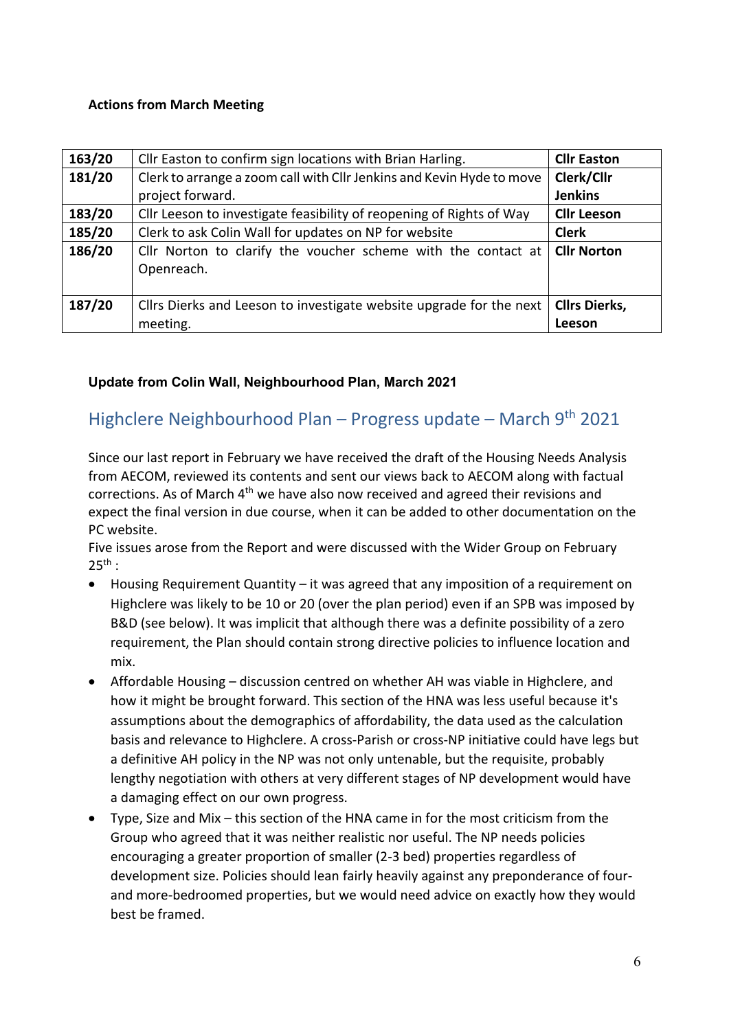**Actions from March Meeting**

| 163/20 | Cllr Easton to confirm sign locations with Brian Harling. | Cllr Easton |
|---|---|---|
| 181/20 | Clerk to arrange a zoom call with Cllr Jenkins and Kevin Hyde to move project forward. | Clerk/Cllr Jenkins |
| 183/20 | Cllr Leeson to investigate feasibility of reopening of Rights of Way | Cllr Leeson |
| 185/20 | Clerk to ask Colin Wall for updates on NP for website | Clerk |
| 186/20 | Cllr Norton to clarify the voucher scheme with the contact at Openreach. | Cllr Norton |
| 187/20 | Cllrs Dierks and Leeson to investigate website upgrade for the next meeting. | Cllrs Dierks, Leeson |

**Update from Colin Wall, Neighbourhood Plan, March 2021**

## Highclere Neighbourhood Plan – Progress update – March 9th 2021

Since our last report in February we have received the draft of the Housing Needs Analysis from AECOM, reviewed its contents and sent our views back to AECOM along with factual corrections. As of March 4th we have also now received and agreed their revisions and expect the final version in due course, when it can be added to other documentation on the PC website.

Five issues arose from the Report and were discussed with the Wider Group on February 25th :

- Housing Requirement Quantity – it was agreed that any imposition of a requirement on Highclere was likely to be 10 or 20 (over the plan period) even if an SPB was imposed by B&D (see below). It was implicit that although there was a definite possibility of a zero requirement, the Plan should contain strong directive policies to influence location and mix.
- Affordable Housing – discussion centred on whether AH was viable in Highclere, and how it might be brought forward. This section of the HNA was less useful because it's assumptions about the demographics of affordability, the data used as the calculation basis and relevance to Highclere. A cross-Parish or cross-NP initiative could have legs but a definitive AH policy in the NP was not only untenable, but the requisite, probably lengthy negotiation with others at very different stages of NP development would have a damaging effect on our own progress.
- Type, Size and Mix – this section of the HNA came in for the most criticism from the Group who agreed that it was neither realistic nor useful. The NP needs policies encouraging a greater proportion of smaller (2-3 bed) properties regardless of development size. Policies should lean fairly heavily against any preponderance of four- and more-bedroomed properties, but we would need advice on exactly how they would best be framed.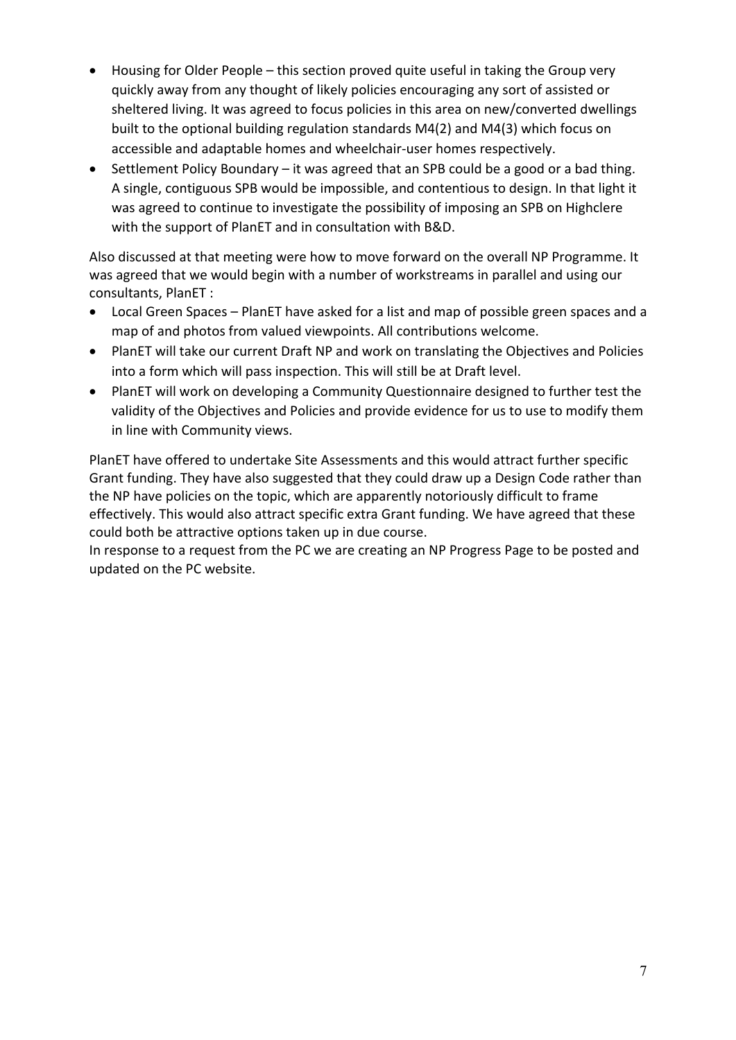- Housing for Older People – this section proved quite useful in taking the Group very quickly away from any thought of likely policies encouraging any sort of assisted or sheltered living. It was agreed to focus policies in this area on new/converted dwellings built to the optional building regulation standards M4(2) and M4(3) which focus on accessible and adaptable homes and wheelchair-user homes respectively.
- Settlement Policy Boundary – it was agreed that an SPB could be a good or a bad thing. A single, contiguous SPB would be impossible, and contentious to design. In that light it was agreed to continue to investigate the possibility of imposing an SPB on Highclere with the support of PlanET and in consultation with B&D.

Also discussed at that meeting were how to move forward on the overall NP Programme. It was agreed that we would begin with a number of workstreams in parallel and using our consultants, PlanET :

- Local Green Spaces – PlanET have asked for a list and map of possible green spaces and a map of and photos from valued viewpoints. All contributions welcome.
- PlanET will take our current Draft NP and work on translating the Objectives and Policies into a form which will pass inspection. This will still be at Draft level.
- PlanET will work on developing a Community Questionnaire designed to further test the validity of the Objectives and Policies and provide evidence for us to use to modify them in line with Community views.

PlanET have offered to undertake Site Assessments and this would attract further specific Grant funding. They have also suggested that they could draw up a Design Code rather than the NP have policies on the topic, which are apparently notoriously difficult to frame effectively. This would also attract specific extra Grant funding. We have agreed that these could both be attractive options taken up in due course.

In response to a request from the PC we are creating an NP Progress Page to be posted and updated on the PC website.